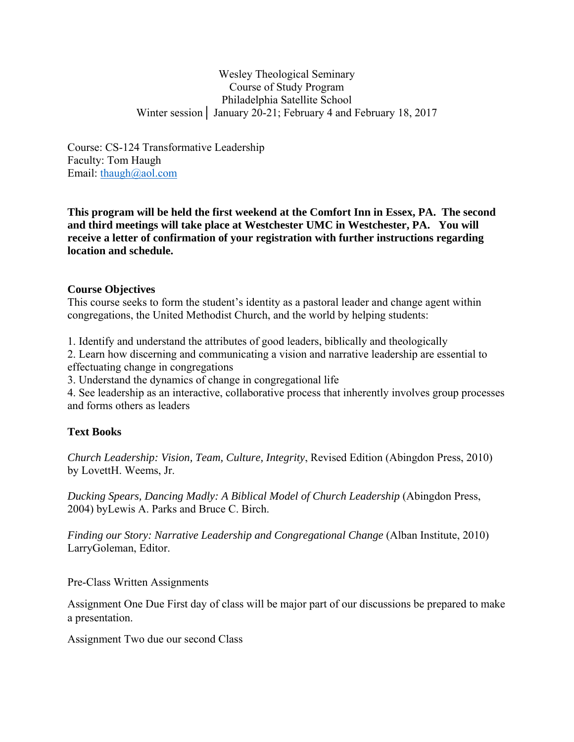Wesley Theological Seminary
Course of Study Program
Philadelphia Satellite School
Winter session | January 20-21; February 4 and February 18, 2017

Course: CS-124 Transformative Leadership
Faculty: Tom Haugh
Email: thaugh@aol.com

**This program will be held the first weekend at the Comfort Inn in Essex, PA. The second and third meetings will take place at Westchester UMC in Westchester, PA. You will receive a letter of confirmation of your registration with further instructions regarding location and schedule.**

**Course Objectives**

This course seeks to form the student's identity as a pastoral leader and change agent within congregations, the United Methodist Church, and the world by helping students:

1. Identify and understand the attributes of good leaders, biblically and theologically
2. Learn how discerning and communicating a vision and narrative leadership are essential to effectuating change in congregations
3. Understand the dynamics of change in congregational life
4. See leadership as an interactive, collaborative process that inherently involves group processes and forms others as leaders

**Text Books**

*Church Leadership: Vision, Team, Culture, Integrity*, Revised Edition (Abingdon Press, 2010) by LovettH. Weems, Jr.

*Ducking Spears, Dancing Madly: A Biblical Model of Church Leadership* (Abingdon Press, 2004) byLewis A. Parks and Bruce C. Birch.

*Finding our Story: Narrative Leadership and Congregational Change* (Alban Institute, 2010) LarryGoleman, Editor.

Pre-Class Written Assignments

Assignment One Due First day of class will be major part of our discussions be prepared to make a presentation.

Assignment Two due our second Class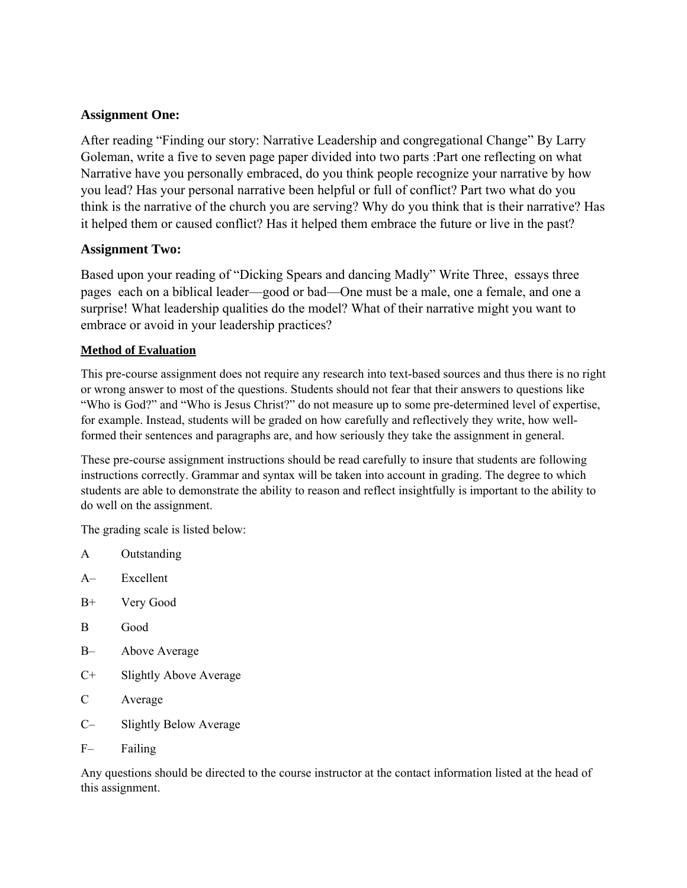### Assignment One:

After reading "Finding our story: Narrative Leadership and congregational Change" By Larry Goleman, write a five to seven page paper divided into two parts :Part one reflecting on what Narrative have you personally embraced, do you think people recognize your narrative by how you lead? Has your personal narrative been helpful or full of conflict? Part two what do you think is the narrative of the church you are serving? Why do you think that is their narrative? Has it helped them or caused conflict? Has it helped them embrace the future or live in the past?

### Assignment Two:

Based upon your reading of "Dicking Spears and dancing Madly" Write Three, essays three pages each on a biblical leader—good or bad—One must be a male, one a female, and one a surprise! What leadership qualities do the model? What of their narrative might you want to embrace or avoid in your leadership practices?

**Method of Evaluation**

This pre-course assignment does not require any research into text-based sources and thus there is no right or wrong answer to most of the questions. Students should not fear that their answers to questions like "Who is God?" and "Who is Jesus Christ?" do not measure up to some pre-determined level of expertise, for example. Instead, students will be graded on how carefully and reflectively they write, how well-formed their sentences and paragraphs are, and how seriously they take the assignment in general.

These pre-course assignment instructions should be read carefully to insure that students are following instructions correctly. Grammar and syntax will be taken into account in grading. The degree to which students are able to demonstrate the ability to reason and reflect insightfully is important to the ability to do well on the assignment.

The grading scale is listed below:

| | |
|---|---|
| A | Outstanding |
| A– | Excellent |
| B+ | Very Good |
| B | Good |
| B– | Above Average |
| C+ | Slightly Above Average |
| C | Average |
| C– | Slightly Below Average |
| F– | Failing |

Any questions should be directed to the course instructor at the contact information listed at the head of this assignment.